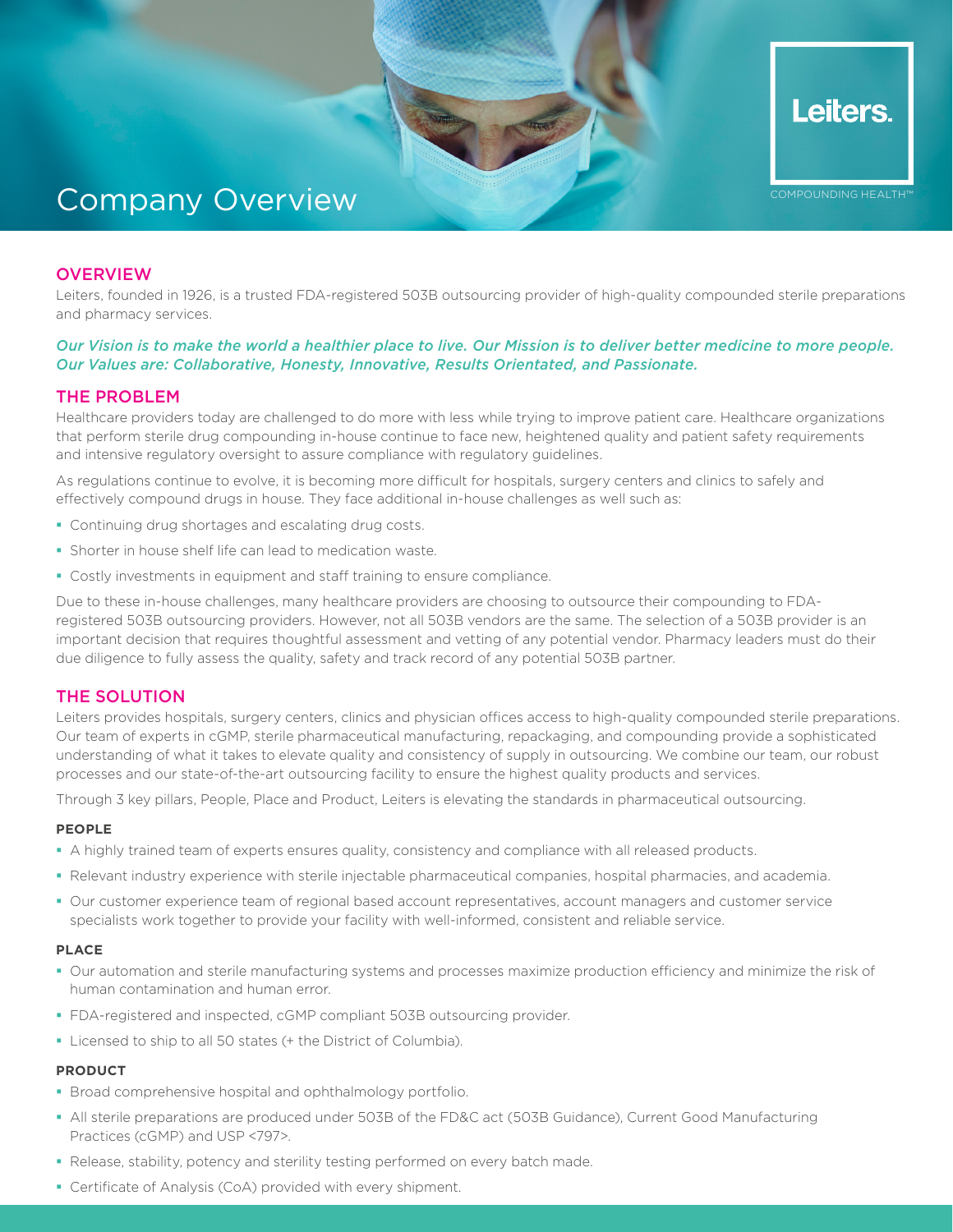Leiters.

COMPOUNDING HEALTH™

# Company Overview

## OVERVIEW

Leiters, founded in 1926, is a trusted FDA-registered 503B outsourcing provider of high-quality compounded sterile preparations and pharmacy services.

*Our Vision is to make the world a healthier place to live. Our Mission is to deliver better medicine to more people. Our Values are: Collaborative, Honesty, Innovative, Results Orientated, and Passionate.*

## THE PROBLEM

Healthcare providers today are challenged to do more with less while trying to improve patient care. Healthcare organizations that perform sterile drug compounding in-house continue to face new, heightened quality and patient safety requirements and intensive regulatory oversight to assure compliance with regulatory guidelines.

As regulations continue to evolve, it is becoming more difficult for hospitals, surgery centers and clinics to safely and effectively compound drugs in house. They face additional in-house challenges as well such as:

- Continuing drug shortages and escalating drug costs.
- Shorter in house shelf life can lead to medication waste.
- Costly investments in equipment and staff training to ensure compliance.

Due to these in-house challenges, many healthcare providers are choosing to outsource their compounding to FDA-registered 503B outsourcing providers. However, not all 503B vendors are the same. The selection of a 503B provider is an important decision that requires thoughtful assessment and vetting of any potential vendor. Pharmacy leaders must do their due diligence to fully assess the quality, safety and track record of any potential 503B partner.

## THE SOLUTION

Leiters provides hospitals, surgery centers, clinics and physician offices access to high-quality compounded sterile preparations. Our team of experts in cGMP, sterile pharmaceutical manufacturing, repackaging, and compounding provide a sophisticated understanding of what it takes to elevate quality and consistency of supply in outsourcing. We combine our team, our robust processes and our state-of-the-art outsourcing facility to ensure the highest quality products and services.

Through 3 key pillars, People, Place and Product, Leiters is elevating the standards in pharmaceutical outsourcing.

### PEOPLE

- A highly trained team of experts ensures quality, consistency and compliance with all released products.
- Relevant industry experience with sterile injectable pharmaceutical companies, hospital pharmacies, and academia.
- Our customer experience team of regional based account representatives, account managers and customer service specialists work together to provide your facility with well-informed, consistent and reliable service.

### PLACE

- Our automation and sterile manufacturing systems and processes maximize production efficiency and minimize the risk of human contamination and human error.
- FDA-registered and inspected, cGMP compliant 503B outsourcing provider.
- Licensed to ship to all 50 states (+ the District of Columbia).

### PRODUCT

- Broad comprehensive hospital and ophthalmology portfolio.
- All sterile preparations are produced under 503B of the FD&C act (503B Guidance), Current Good Manufacturing Practices (cGMP) and USP <797>.
- Release, stability, potency and sterility testing performed on every batch made.
- Certificate of Analysis (CoA) provided with every shipment.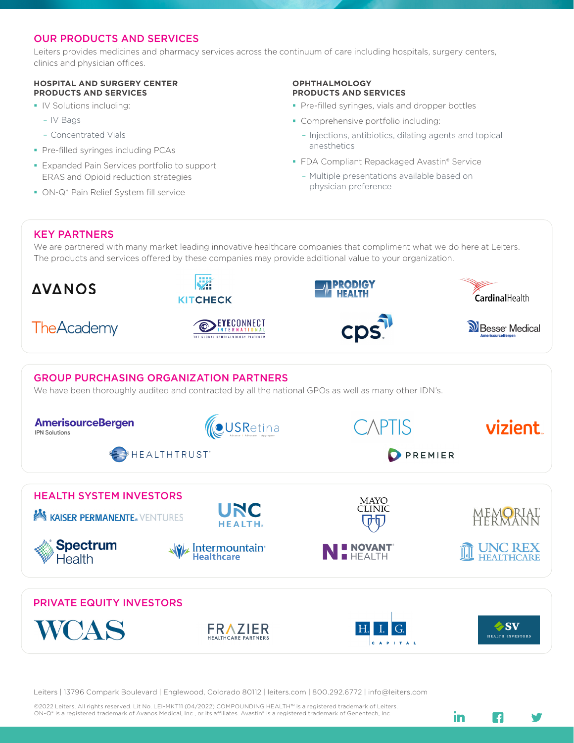## OUR PRODUCTS AND SERVICES

Leiters provides medicines and pharmacy services across the continuum of care including hospitals, surgery centers, clinics and physician offices.

### HOSPITAL AND SURGERY CENTER PRODUCTS AND SERVICES

- IV Solutions including:
  - IV Bags
  - Concentrated Vials
- Pre-filled syringes including PCAs
- Expanded Pain Services portfolio to support ERAS and Opioid reduction strategies
- ON-Q* Pain Relief System fill service

### OPHTHALMOLOGY PRODUCTS AND SERVICES

- Pre-filled syringes, vials and dropper bottles
- Comprehensive portfolio including:
  - Injections, antibiotics, dilating agents and topical anesthetics
- FDA Compliant Repackaged Avastin® Service
  - Multiple presentations available based on physician preference

## KEY PARTNERS

We are partnered with many market leading innovative healthcare companies that compliment what we do here at Leiters. The products and services offered by these companies may provide additional value to your organization.

AVANOS

KITCHECK

PRODIGY HEALTH

CardinalHealth

TheAcademy

EYECONNECT INTERNATIONAL THE GLOBAL OPHTHALMOLOGY PLATFORM

cps

Besse Medical AmerisourceBergen

## GROUP PURCHASING ORGANIZATION PARTNERS

We have been thoroughly audited and contracted by all the national GPOs as well as many other IDN's.

AmerisourceBergen IPN Solutions

USRetina

CAPTIS

vizient

HEALTHTRUST

PREMIER

## HEALTH SYSTEM INVESTORS

KAISER PERMANENTE VENTURES

UNC HEALTH

MAYO CLINIC

MEMORIAL HERMANN

Spectrum Health

Intermountain Healthcare

NOVANT HEALTH

UNC REX HEALTHCARE

## PRIVATE EQUITY INVESTORS

WCAS

FRAZIER HEALTHCARE PARTNERS

H.I.G. CAPITAL

SV HEALTH INVESTORS

Leiters | 13796 Compark Boulevard | Englewood, Colorado 80112 | leiters.com | 800.292.6772 | info@leiters.com

©2022 Leiters. All rights reserved. Lit No. LEI-MKT11 (04/2022) COMPOUNDING HEALTH™ is a registered trademark of Leiters. ON-Q* is a registered trademark of Avanos Medical, Inc., or its affiliates. Avastin® is a registered trademark of Genentech, Inc.